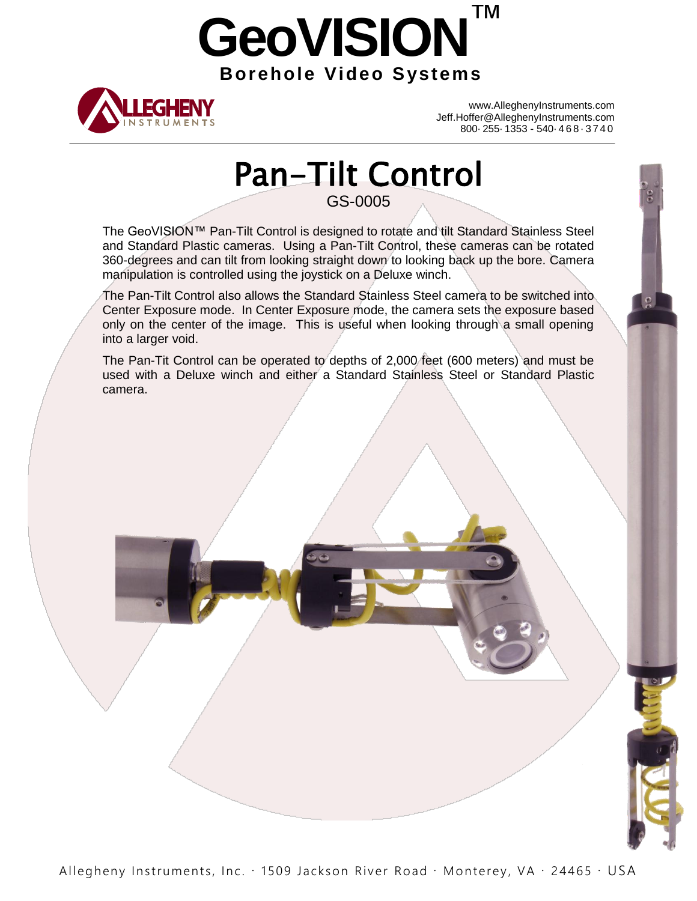# GeoVISION™

**Borehole Video Systems**

ALLEGHENY INSTRUMENTS

www.AlleghenyInstruments.com
Jeff.Hoffer@AlleghenyInstruments.com
800· 255· 1353 - 540· 468 · 3740

# Pan-Tilt Control

GS-0005

The GeoVISION™ Pan-Tilt Control is designed to rotate and tilt Standard Stainless Steel and Standard Plastic cameras. Using a Pan-Tilt Control, these cameras can be rotated 360-degrees and can tilt from looking straight down to looking back up the bore. Camera manipulation is controlled using the joystick on a Deluxe winch.

The Pan-Tilt Control also allows the Standard Stainless Steel camera to be switched into Center Exposure mode. In Center Exposure mode, the camera sets the exposure based only on the center of the image. This is useful when looking through a small opening into a larger void.

The Pan-Tit Control can be operated to depths of 2,000 feet (600 meters) and must be used with a Deluxe winch and either a Standard Stainless Steel or Standard Plastic camera.

Allegheny Instruments, Inc. · 1509 Jackson River Road · Monterey, VA · 24465 · USA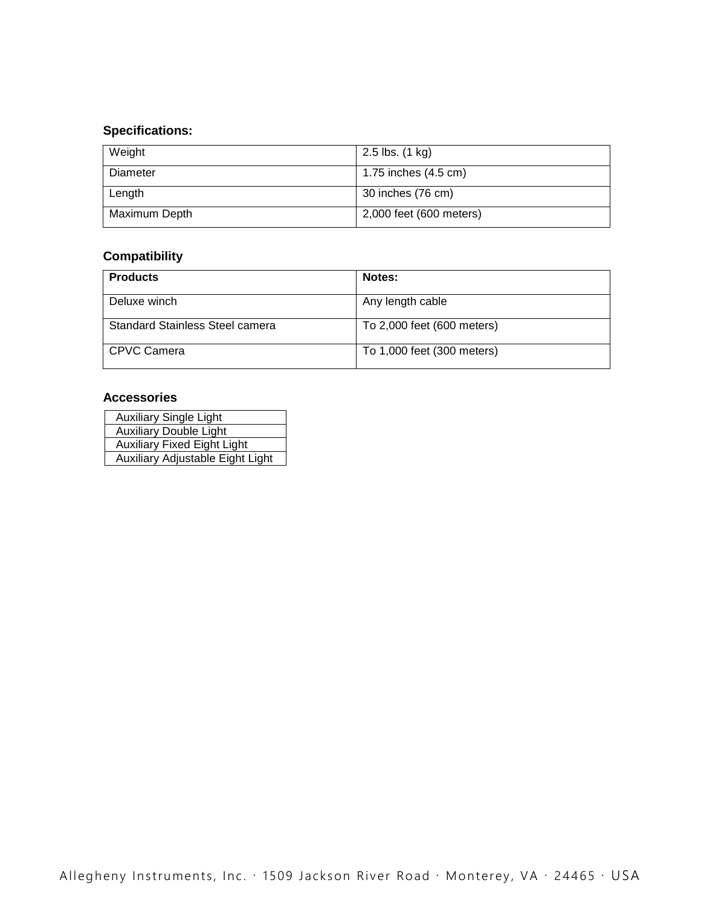### Specifications:

| | |
|---|---|
| Weight | 2.5 lbs. (1 kg) |
| Diameter | 1.75 inches (4.5 cm) |
| Length | 30 inches (76 cm) |
| Maximum Depth | 2,000 feet (600 meters) |

### Compatibility

| **Products** | **Notes:** |
|---|---|
| Deluxe winch | Any length cable |
| Standard Stainless Steel camera | To 2,000 feet (600 meters) |
| CPVC Camera | To 1,000 feet (300 meters) |

### Accessories

| |
|---|
| Auxiliary Single Light |
| Auxiliary Double Light |
| Auxiliary Fixed Eight Light |
| Auxiliary Adjustable Eight Light |